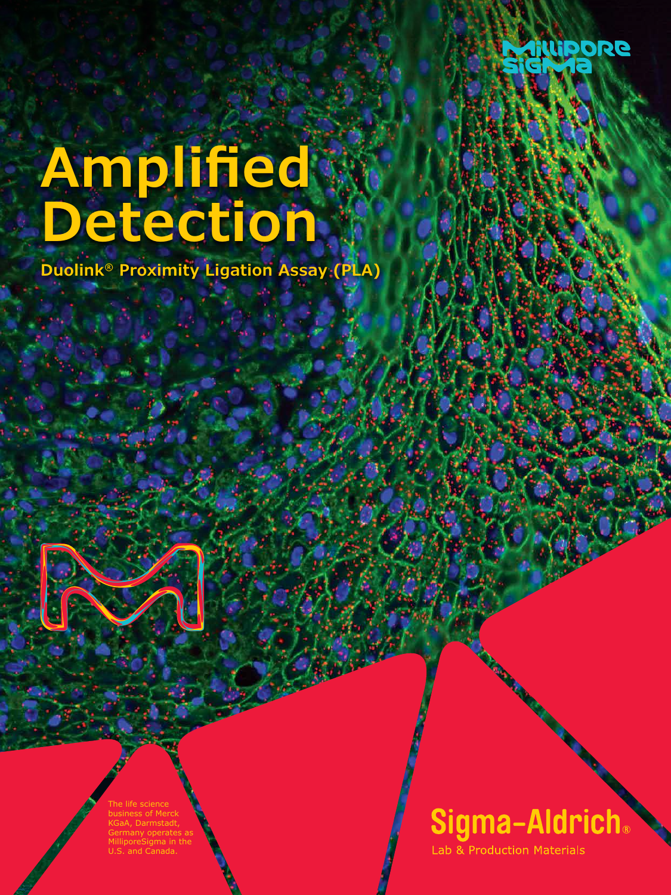MilliporeSigma

# Amplified Detection

**Duolink® Proximity Ligation Assay (PLA)**

The life science business of Merck KGaA, Darmstadt, Germany operates as MilliporeSigma in the U.S. and Canada.

Sigma-Aldrich®

Lab & Production Materials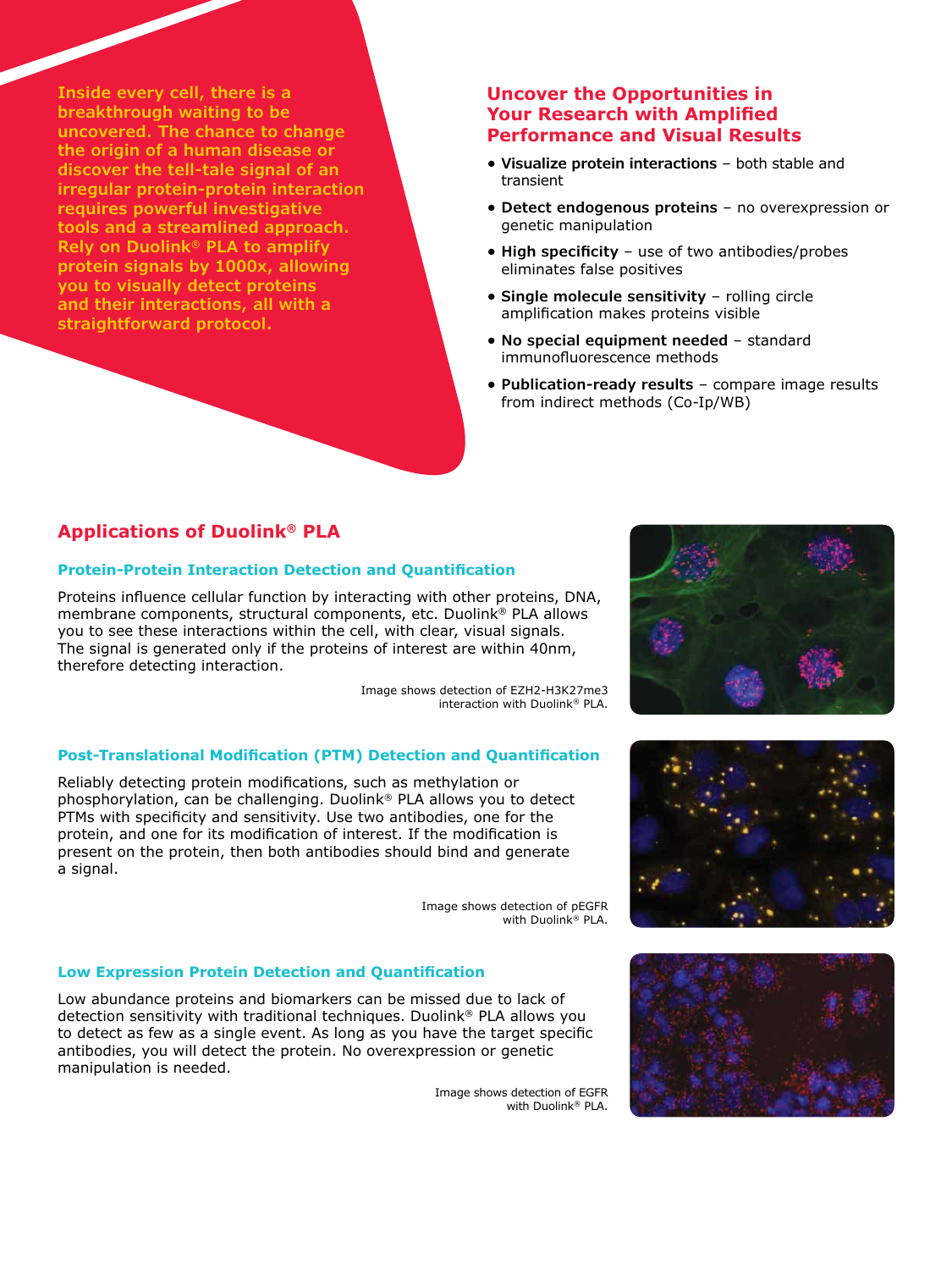Inside every cell, there is a breakthrough waiting to be uncovered. The chance to change the origin of a human disease or discover the tell-tale signal of an irregular protein-protein interaction requires powerful investigative tools and a streamlined approach. Rely on Duolink® PLA to amplify protein signals by 1000x, allowing you to visually detect proteins and their interactions, all with a straightforward protocol.

## Uncover the Opportunities in Your Research with Amplified Performance and Visual Results

- **Visualize protein interactions** – both stable and transient
- **Detect endogenous proteins** – no overexpression or genetic manipulation
- **High specificity** – use of two antibodies/probes eliminates false positives
- **Single molecule sensitivity** – rolling circle amplification makes proteins visible
- **No special equipment needed** – standard immunofluorescence methods
- **Publication-ready results** – compare image results from indirect methods (Co-Ip/WB)

## Applications of Duolink® PLA

### Protein-Protein Interaction Detection and Quantification

Proteins influence cellular function by interacting with other proteins, DNA, membrane components, structural components, etc. Duolink® PLA allows you to see these interactions within the cell, with clear, visual signals. The signal is generated only if the proteins of interest are within 40nm, therefore detecting interaction.

Image shows detection of EZH2-H3K27me3 interaction with Duolink® PLA.

### Post-Translational Modification (PTM) Detection and Quantification

Reliably detecting protein modifications, such as methylation or phosphorylation, can be challenging. Duolink® PLA allows you to detect PTMs with specificity and sensitivity. Use two antibodies, one for the protein, and one for its modification of interest. If the modification is present on the protein, then both antibodies should bind and generate a signal.

Image shows detection of pEGFR with Duolink® PLA.

### Low Expression Protein Detection and Quantification

Low abundance proteins and biomarkers can be missed due to lack of detection sensitivity with traditional techniques. Duolink® PLA allows you to detect as few as a single event. As long as you have the target specific antibodies, you will detect the protein. No overexpression or genetic manipulation is needed.

Image shows detection of EGFR with Duolink® PLA.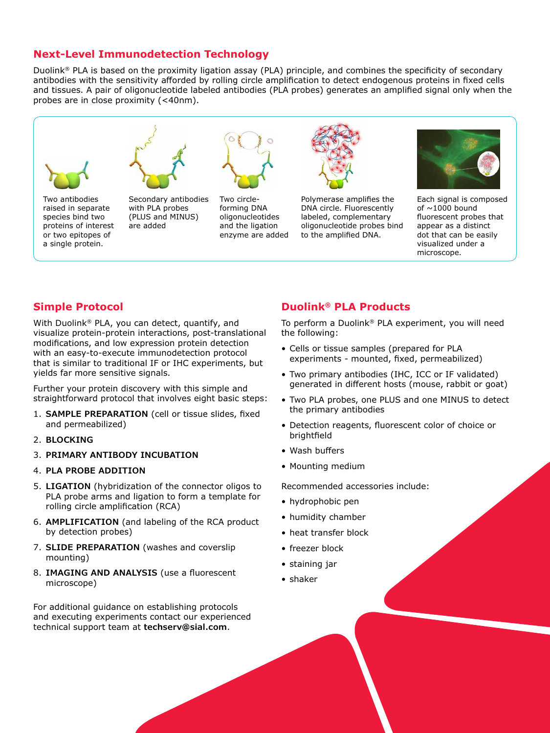## Next-Level Immunodetection Technology

Duolink® PLA is based on the proximity ligation assay (PLA) principle, and combines the specificity of secondary antibodies with the sensitivity afforded by rolling circle amplification to detect endogenous proteins in fixed cells and tissues. A pair of oligonucleotide labeled antibodies (PLA probes) generates an amplified signal only when the probes are in close proximity (<40nm).

Two antibodies raised in separate species bind two proteins of interest or two epitopes of a single protein.

Secondary antibodies with PLA probes (PLUS and MINUS) are added

Two circle-forming DNA oligonucleotides and the ligation enzyme are added

Polymerase amplifies the DNA circle. Fluorescently labeled, complementary oligonucleotide probes bind to the amplified DNA.

Each signal is composed of ~1000 bound fluorescent probes that appear as a distinct dot that can be easily visualized under a microscope.

## Simple Protocol

With Duolink® PLA, you can detect, quantify, and visualize protein-protein interactions, post-translational modifications, and low expression protein detection with an easy-to-execute immunodetection protocol that is similar to traditional IF or IHC experiments, but yields far more sensitive signals.

Further your protein discovery with this simple and straightforward protocol that involves eight basic steps:

1. **SAMPLE PREPARATION** (cell or tissue slides, fixed and permeabilized)
2. **BLOCKING**
3. **PRIMARY ANTIBODY INCUBATION**
4. **PLA PROBE ADDITION**
5. **LIGATION** (hybridization of the connector oligos to PLA probe arms and ligation to form a template for rolling circle amplification (RCA)
6. **AMPLIFICATION** (and labeling of the RCA product by detection probes)
7. **SLIDE PREPARATION** (washes and coverslip mounting)
8. **IMAGING AND ANALYSIS** (use a fluorescent microscope)

For additional guidance on establishing protocols and executing experiments contact our experienced technical support team at **techserv@sial.com**.

## Duolink® PLA Products

To perform a Duolink® PLA experiment, you will need the following:

- Cells or tissue samples (prepared for PLA experiments - mounted, fixed, permeabilized)
- Two primary antibodies (IHC, ICC or IF validated) generated in different hosts (mouse, rabbit or goat)
- Two PLA probes, one PLUS and one MINUS to detect the primary antibodies
- Detection reagents, fluorescent color of choice or brightfield
- Wash buffers
- Mounting medium

Recommended accessories include:

- hydrophobic pen
- humidity chamber
- heat transfer block
- freezer block
- staining jar
- shaker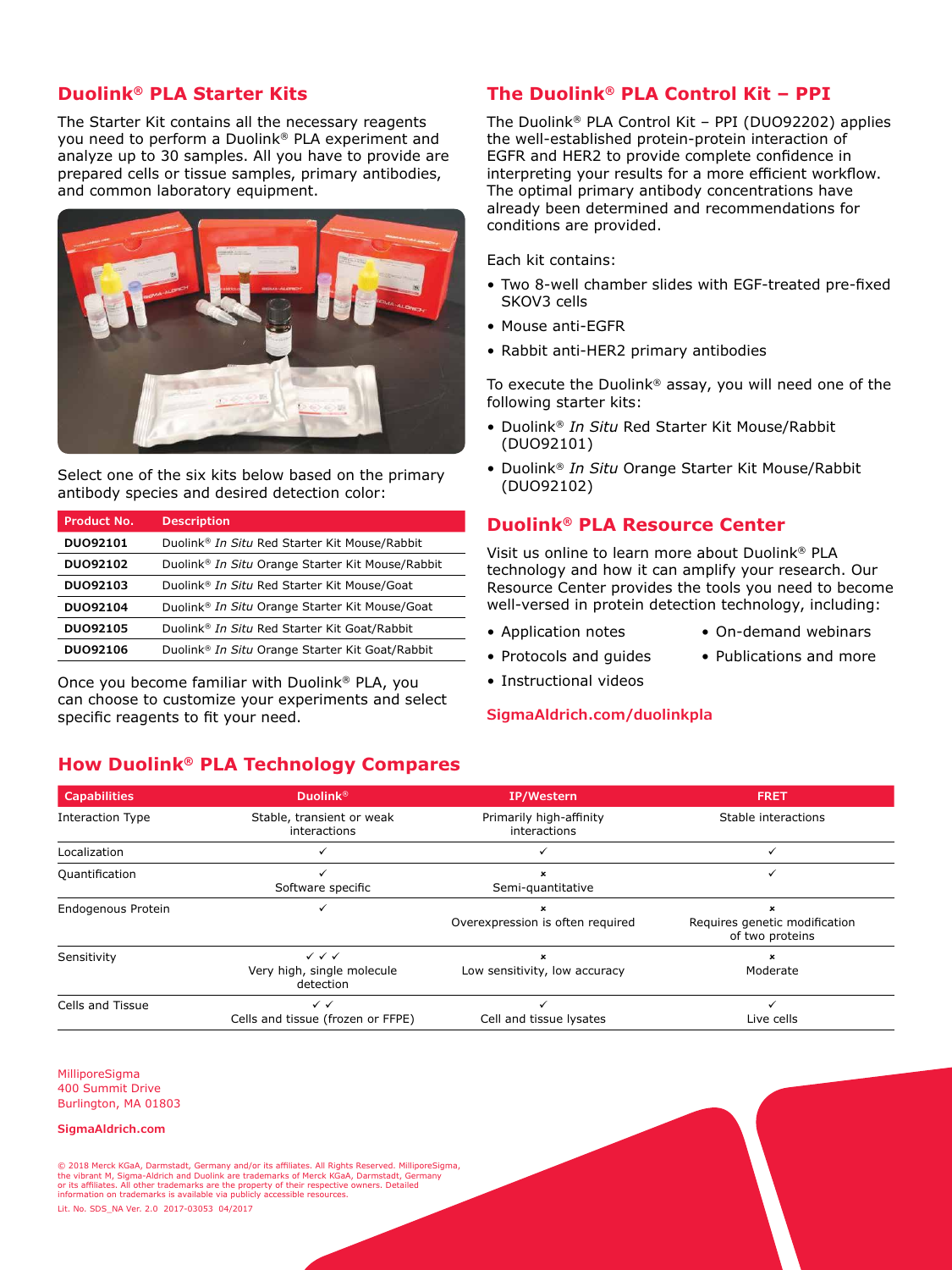## Duolink® PLA Starter Kits

The Starter Kit contains all the necessary reagents you need to perform a Duolink® PLA experiment and analyze up to 30 samples. All you have to provide are prepared cells or tissue samples, primary antibodies, and common laboratory equipment.

Select one of the six kits below based on the primary antibody species and desired detection color:

| Product No. | Description |
|---|---|
| **DUO92101** | Duolink® *In Situ* Red Starter Kit Mouse/Rabbit |
| **DUO92102** | Duolink® *In Situ* Orange Starter Kit Mouse/Rabbit |
| **DUO92103** | Duolink® *In Situ* Red Starter Kit Mouse/Goat |
| **DUO92104** | Duolink® *In Situ* Orange Starter Kit Mouse/Goat |
| **DUO92105** | Duolink® *In Situ* Red Starter Kit Goat/Rabbit |
| **DUO92106** | Duolink® *In Situ* Orange Starter Kit Goat/Rabbit |

Once you become familiar with Duolink® PLA, you can choose to customize your experiments and select specific reagents to fit your need.

## The Duolink® PLA Control Kit – PPI

The Duolink® PLA Control Kit – PPI (DUO92202) applies the well-established protein-protein interaction of EGFR and HER2 to provide complete confidence in interpreting your results for a more efficient workflow. The optimal primary antibody concentrations have already been determined and recommendations for conditions are provided.

Each kit contains:

- Two 8-well chamber slides with EGF-treated pre-fixed SKOV3 cells
- Mouse anti-EGFR
- Rabbit anti-HER2 primary antibodies

To execute the Duolink® assay, you will need one of the following starter kits:

- Duolink® *In Situ* Red Starter Kit Mouse/Rabbit (DUO92101)
- Duolink® *In Situ* Orange Starter Kit Mouse/Rabbit (DUO92102)

## Duolink® PLA Resource Center

Visit us online to learn more about Duolink® PLA technology and how it can amplify your research. Our Resource Center provides the tools you need to become well-versed in protein detection technology, including:

- Application notes
- Protocols and guides
- Instructional videos
- On-demand webinars
- Publications and more

**SigmaAldrich.com/duolinkpla**

## How Duolink® PLA Technology Compares

| Capabilities | Duolink® | IP/Western | FRET |
|---|---|---|---|
| Interaction Type | Stable, transient or weak interactions | Primarily high-affinity interactions | Stable interactions |
| Localization | ✓ | ✓ | ✓ |
| Quantification | ✓ Software specific | × Semi-quantitative | ✓ |
| Endogenous Protein | ✓ | × Overexpression is often required | × Requires genetic modification of two proteins |
| Sensitivity | ✓✓✓ Very high, single molecule detection | × Low sensitivity, low accuracy | × Moderate |
| Cells and Tissue | ✓✓ Cells and tissue (frozen or FFPE) | ✓ Cell and tissue lysates | ✓ Live cells |

MilliporeSigma
400 Summit Drive
Burlington, MA 01803

**SigmaAldrich.com**

© 2018 Merck KGaA, Darmstadt, Germany and/or its affiliates. All Rights Reserved. MilliporeSigma, the vibrant M, Sigma-Aldrich and Duolink are trademarks of Merck KGaA, Darmstadt, Germany or its affiliates. All other trademarks are the property of their respective owners. Detailed information on trademarks is available via publicly accessible resources.

Lit. No. SDS_NA Ver. 2.0 2017-03053 04/2017